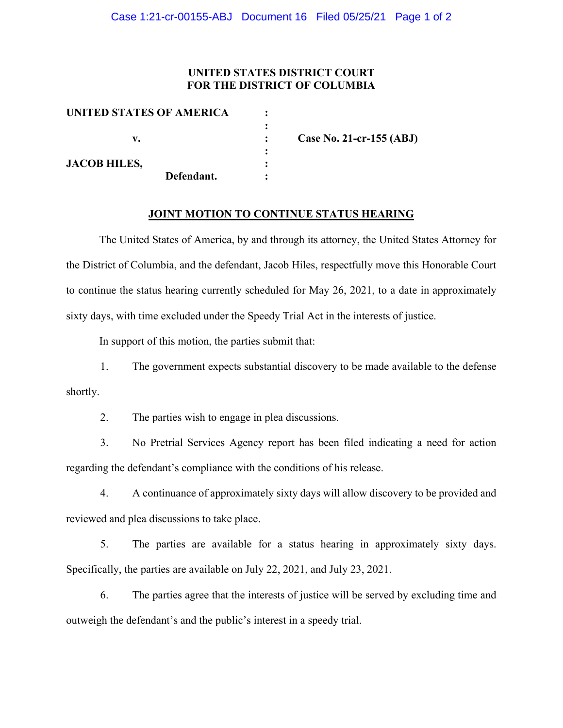**UNITED STATES DISTRICT COURT**
**FOR THE DISTRICT OF COLUMBIA**

| | | |
|---|---|---|
| **UNITED STATES OF AMERICA** | : | |
| | : | |
| **v.** | : | **Case No. 21-cr-155 (ABJ)** |
| | : | |
| **JACOB HILES,** | : | |
| **Defendant.** | : | |

**JOINT MOTION TO CONTINUE STATUS HEARING**

The United States of America, by and through its attorney, the United States Attorney for the District of Columbia, and the defendant, Jacob Hiles, respectfully move this Honorable Court to continue the status hearing currently scheduled for May 26, 2021, to a date in approximately sixty days, with time excluded under the Speedy Trial Act in the interests of justice.

In support of this motion, the parties submit that:

1. The government expects substantial discovery to be made available to the defense shortly.

2. The parties wish to engage in plea discussions.

3. No Pretrial Services Agency report has been filed indicating a need for action regarding the defendant's compliance with the conditions of his release.

4. A continuance of approximately sixty days will allow discovery to be provided and reviewed and plea discussions to take place.

5. The parties are available for a status hearing in approximately sixty days. Specifically, the parties are available on July 22, 2021, and July 23, 2021.

6. The parties agree that the interests of justice will be served by excluding time and outweigh the defendant's and the public's interest in a speedy trial.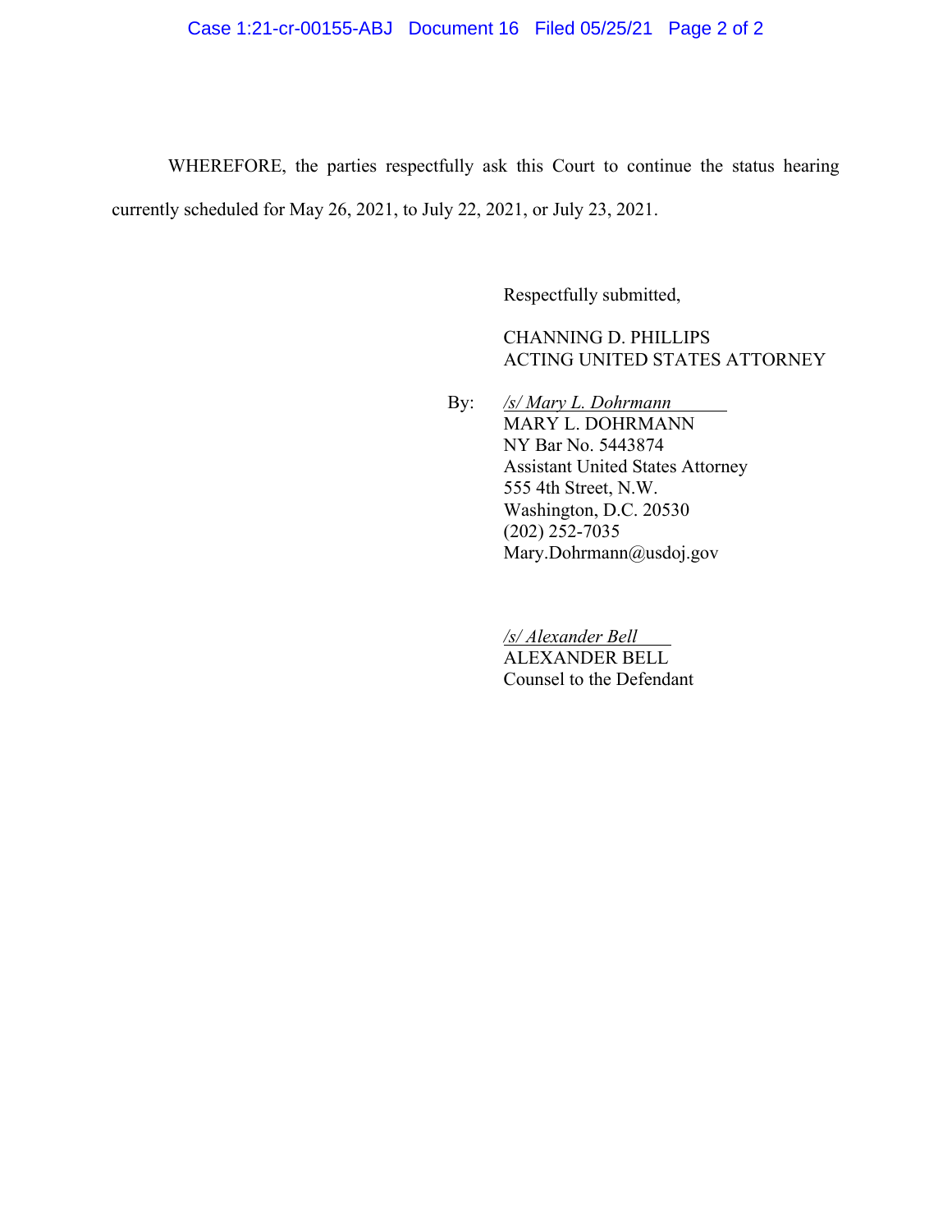WHEREFORE, the parties respectfully ask this Court to continue the status hearing currently scheduled for May 26, 2021, to July 22, 2021, or July 23, 2021.

Respectfully submitted,

CHANNING D. PHILLIPS
ACTING UNITED STATES ATTORNEY

By: */s/ Mary L. Dohrmann*
MARY L. DOHRMANN
NY Bar No. 5443874
Assistant United States Attorney
555 4th Street, N.W.
Washington, D.C. 20530
(202) 252-7035
Mary.Dohrmann@usdoj.gov

*/s/ Alexander Bell*
ALEXANDER BELL
Counsel to the Defendant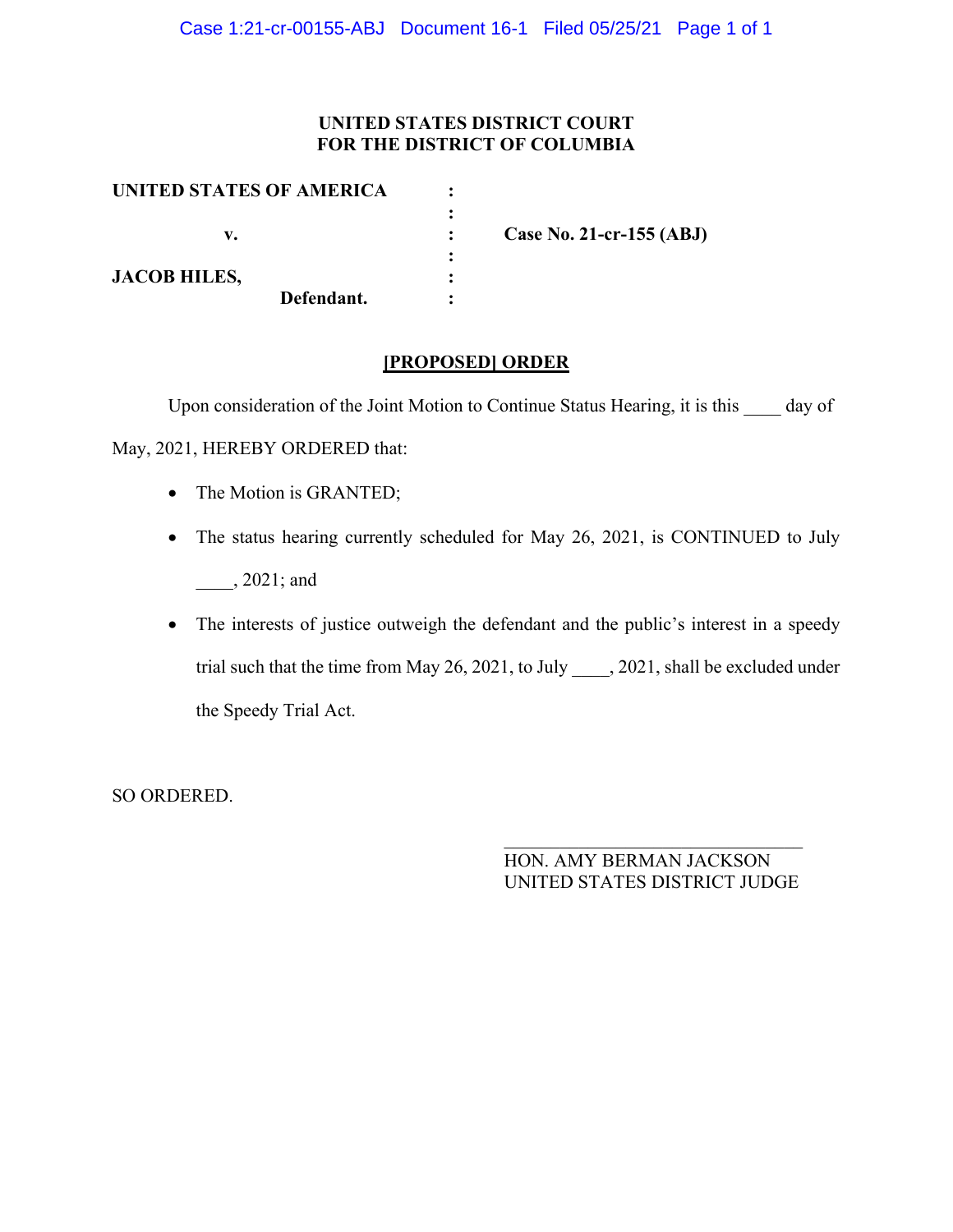**UNITED STATES DISTRICT COURT**
**FOR THE DISTRICT OF COLUMBIA**

| | | |
|---|---|---|
| **UNITED STATES OF AMERICA** | : | |
| | : | |
| **v.** | : | **Case No. 21-cr-155 (ABJ)** |
| | : | |
| **JACOB HILES,** | : | |
| **Defendant.** | : | |

## [PROPOSED] ORDER

Upon consideration of the Joint Motion to Continue Status Hearing, it is this ____ day of May, 2021, HEREBY ORDERED that:

- The Motion is GRANTED;
- The status hearing currently scheduled for May 26, 2021, is CONTINUED to July ____, 2021; and
- The interests of justice outweigh the defendant and the public's interest in a speedy trial such that the time from May 26, 2021, to July ____, 2021, shall be excluded under the Speedy Trial Act.

SO ORDERED.

\_\_\_\_\_\_\_\_\_\_\_\_\_\_\_\_\_\_\_\_\_\_\_\_\_\_\_\_\_\_
HON. AMY BERMAN JACKSON
UNITED STATES DISTRICT JUDGE